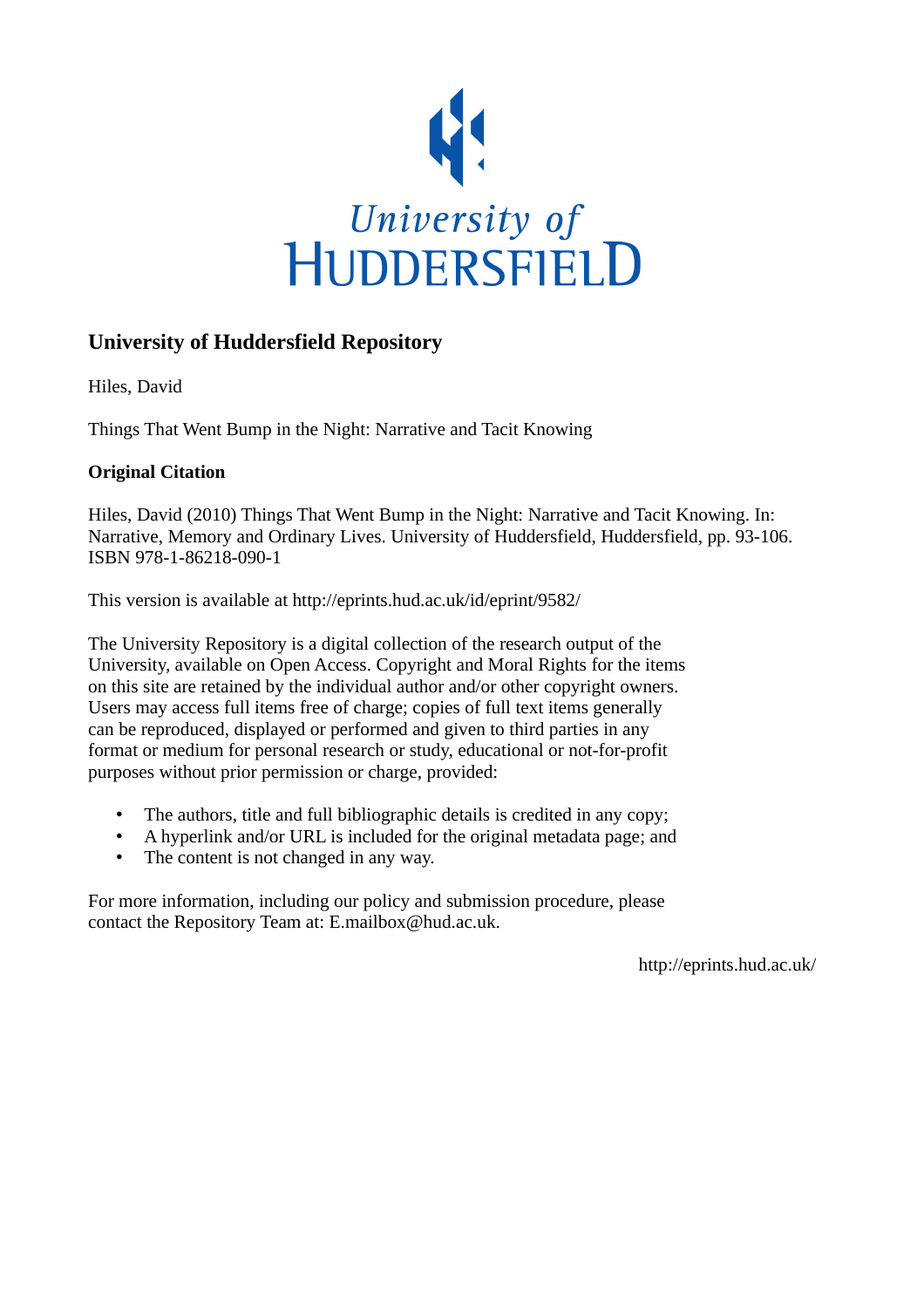University of
HUDDERSFIELD

## University of Huddersfield Repository

Hiles, David

Things That Went Bump in the Night: Narrative and Tacit Knowing

### Original Citation

Hiles, David (2010) Things That Went Bump in the Night: Narrative and Tacit Knowing. In: Narrative, Memory and Ordinary Lives. University of Huddersfield, Huddersfield, pp. 93-106. ISBN 978-1-86218-090-1

This version is available at http://eprints.hud.ac.uk/id/eprint/9582/

The University Repository is a digital collection of the research output of the University, available on Open Access. Copyright and Moral Rights for the items on this site are retained by the individual author and/or other copyright owners. Users may access full items free of charge; copies of full text items generally can be reproduced, displayed or performed and given to third parties in any format or medium for personal research or study, educational or not-for-profit purposes without prior permission or charge, provided:

- The authors, title and full bibliographic details is credited in any copy;
- A hyperlink and/or URL is included for the original metadata page; and
- The content is not changed in any way.

For more information, including our policy and submission procedure, please contact the Repository Team at: E.mailbox@hud.ac.uk.

http://eprints.hud.ac.uk/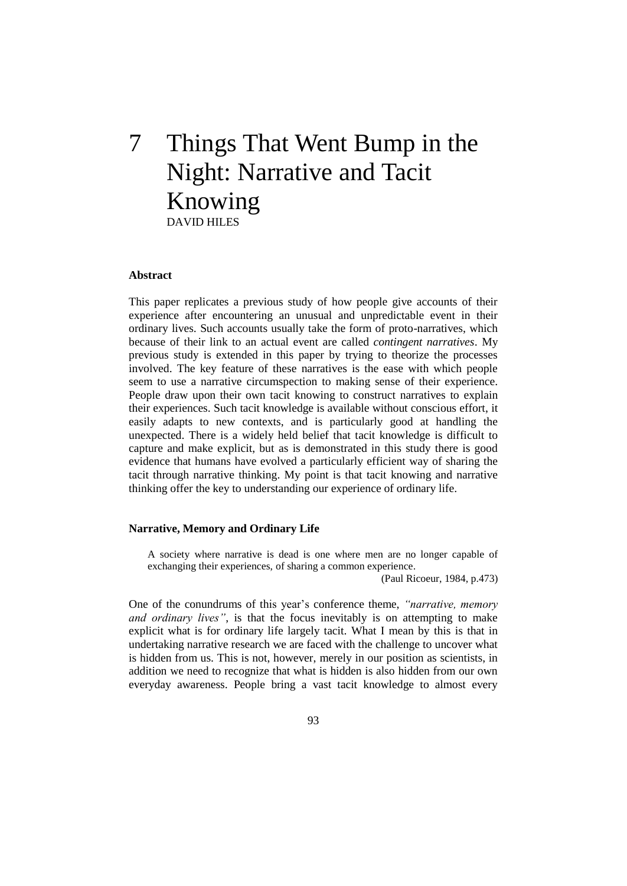# 7 Things That Went Bump in the Night: Narrative and Tacit Knowing

DAVID HILES

**Abstract**

This paper replicates a previous study of how people give accounts of their experience after encountering an unusual and unpredictable event in their ordinary lives. Such accounts usually take the form of proto-narratives, which because of their link to an actual event are called *contingent narratives*. My previous study is extended in this paper by trying to theorize the processes involved. The key feature of these narratives is the ease with which people seem to use a narrative circumspection to making sense of their experience. People draw upon their own tacit knowing to construct narratives to explain their experiences. Such tacit knowledge is available without conscious effort, it easily adapts to new contexts, and is particularly good at handling the unexpected. There is a widely held belief that tacit knowledge is difficult to capture and make explicit, but as is demonstrated in this study there is good evidence that humans have evolved a particularly efficient way of sharing the tacit through narrative thinking. My point is that tacit knowing and narrative thinking offer the key to understanding our experience of ordinary life.

**Narrative, Memory and Ordinary Life**

> A society where narrative is dead is one where men are no longer capable of exchanging their experiences, of sharing a common experience.
>
> (Paul Ricoeur, 1984, p.473)

One of the conundrums of this year's conference theme, *"narrative, memory and ordinary lives"*, is that the focus inevitably is on attempting to make explicit what is for ordinary life largely tacit. What I mean by this is that in undertaking narrative research we are faced with the challenge to uncover what is hidden from us. This is not, however, merely in our position as scientists, in addition we need to recognize that what is hidden is also hidden from our own everyday awareness. People bring a vast tacit knowledge to almost every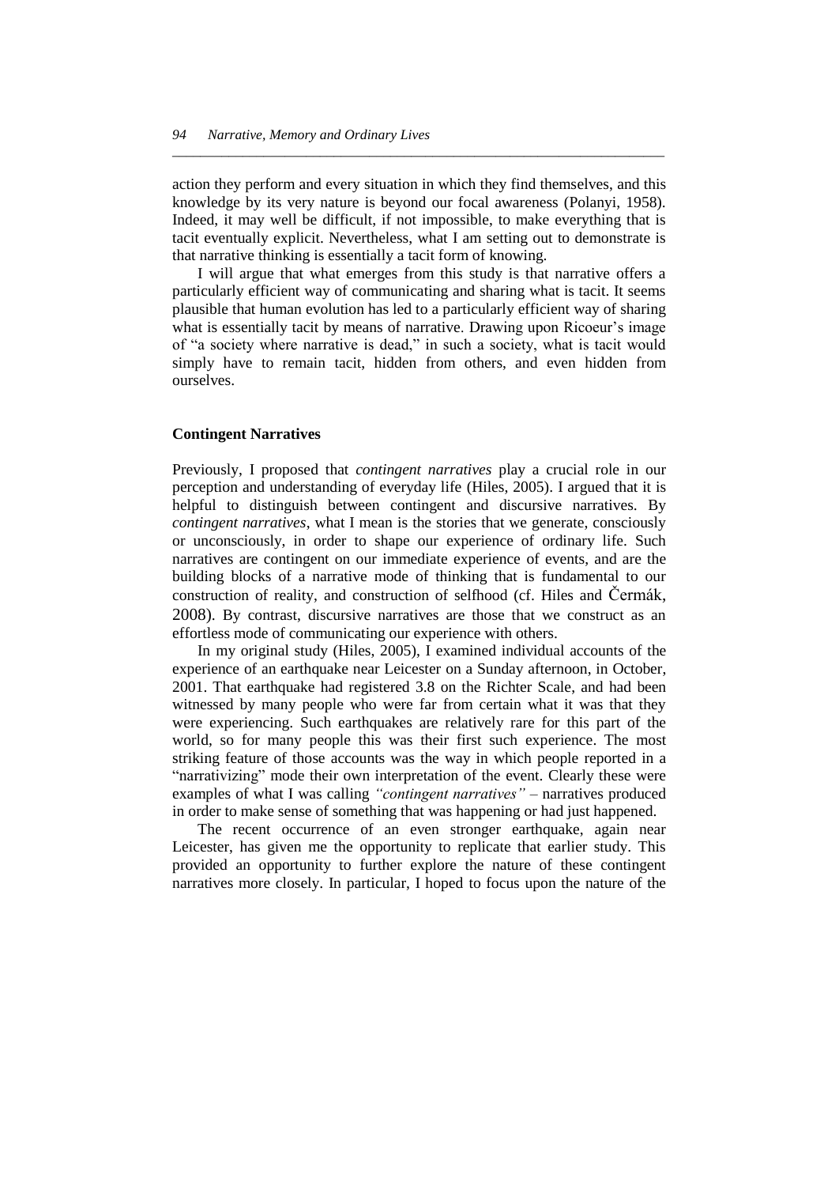action they perform and every situation in which they find themselves, and this knowledge by its very nature is beyond our focal awareness (Polanyi, 1958). Indeed, it may well be difficult, if not impossible, to make everything that is tacit eventually explicit. Nevertheless, what I am setting out to demonstrate is that narrative thinking is essentially a tacit form of knowing.

I will argue that what emerges from this study is that narrative offers a particularly efficient way of communicating and sharing what is tacit. It seems plausible that human evolution has led to a particularly efficient way of sharing what is essentially tacit by means of narrative. Drawing upon Ricoeur's image of "a society where narrative is dead," in such a society, what is tacit would simply have to remain tacit, hidden from others, and even hidden from ourselves.

## Contingent Narratives

Previously, I proposed that *contingent narratives* play a crucial role in our perception and understanding of everyday life (Hiles, 2005). I argued that it is helpful to distinguish between contingent and discursive narratives. By *contingent narratives*, what I mean is the stories that we generate, consciously or unconsciously, in order to shape our experience of ordinary life. Such narratives are contingent on our immediate experience of events, and are the building blocks of a narrative mode of thinking that is fundamental to our construction of reality, and construction of selfhood (cf. Hiles and Čermák, 2008). By contrast, discursive narratives are those that we construct as an effortless mode of communicating our experience with others.

In my original study (Hiles, 2005), I examined individual accounts of the experience of an earthquake near Leicester on a Sunday afternoon, in October, 2001. That earthquake had registered 3.8 on the Richter Scale, and had been witnessed by many people who were far from certain what it was that they were experiencing. Such earthquakes are relatively rare for this part of the world, so for many people this was their first such experience. The most striking feature of those accounts was the way in which people reported in a "narrativizing" mode their own interpretation of the event. Clearly these were examples of what I was calling *"contingent narratives"* – narratives produced in order to make sense of something that was happening or had just happened.

The recent occurrence of an even stronger earthquake, again near Leicester, has given me the opportunity to replicate that earlier study. This provided an opportunity to further explore the nature of these contingent narratives more closely. In particular, I hoped to focus upon the nature of the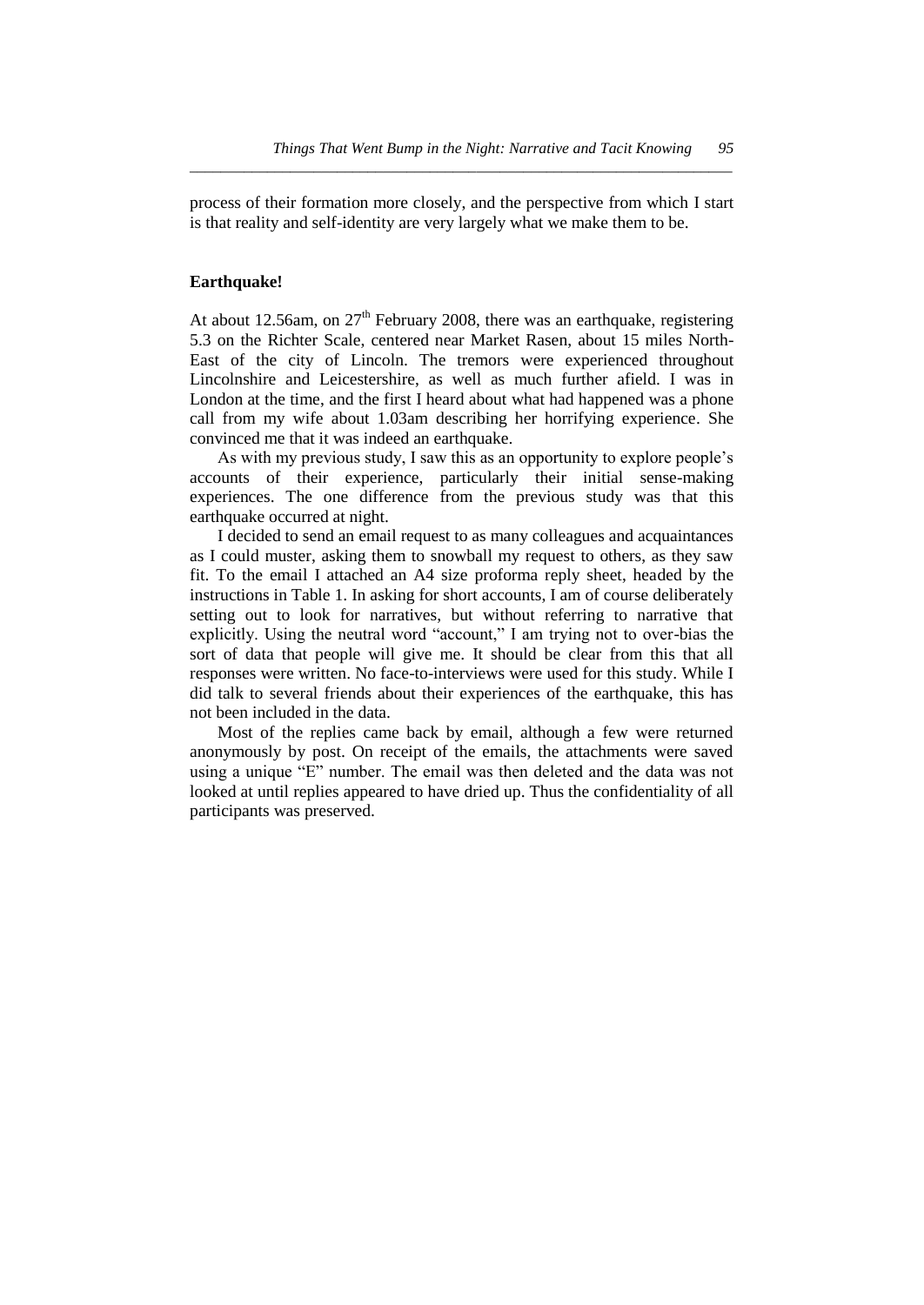process of their formation more closely, and the perspective from which I start is that reality and self-identity are very largely what we make them to be.

**Earthquake!**

At about 12.56am, on 27th February 2008, there was an earthquake, registering 5.3 on the Richter Scale, centered near Market Rasen, about 15 miles North-East of the city of Lincoln. The tremors were experienced throughout Lincolnshire and Leicestershire, as well as much further afield. I was in London at the time, and the first I heard about what had happened was a phone call from my wife about 1.03am describing her horrifying experience. She convinced me that it was indeed an earthquake.

As with my previous study, I saw this as an opportunity to explore people's accounts of their experience, particularly their initial sense-making experiences. The one difference from the previous study was that this earthquake occurred at night.

I decided to send an email request to as many colleagues and acquaintances as I could muster, asking them to snowball my request to others, as they saw fit. To the email I attached an A4 size proforma reply sheet, headed by the instructions in Table 1. In asking for short accounts, I am of course deliberately setting out to look for narratives, but without referring to narrative that explicitly. Using the neutral word "account," I am trying not to over-bias the sort of data that people will give me. It should be clear from this that all responses were written. No face-to-interviews were used for this study. While I did talk to several friends about their experiences of the earthquake, this has not been included in the data.

Most of the replies came back by email, although a few were returned anonymously by post. On receipt of the emails, the attachments were saved using a unique "E" number. The email was then deleted and the data was not looked at until replies appeared to have dried up. Thus the confidentiality of all participants was preserved.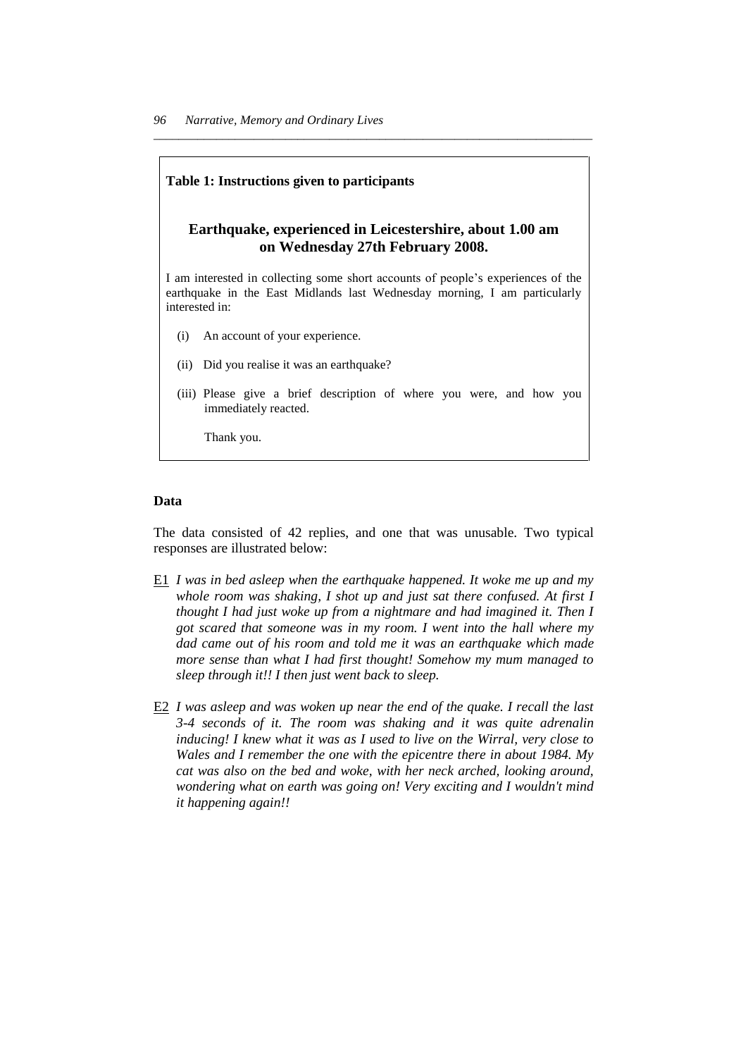**Table 1: Instructions given to participants**

## Earthquake, experienced in Leicestershire, about 1.00 am on Wednesday 27th February 2008.

I am interested in collecting some short accounts of people's experiences of the earthquake in the East Midlands last Wednesday morning, I am particularly interested in:

(i) An account of your experience.

(ii) Did you realise it was an earthquake?

(iii) Please give a brief description of where you were, and how you immediately reacted.

Thank you.

### Data

The data consisted of 42 replies, and one that was unusable. Two typical responses are illustrated below:

E1 *I was in bed asleep when the earthquake happened. It woke me up and my whole room was shaking, I shot up and just sat there confused. At first I thought I had just woke up from a nightmare and had imagined it. Then I got scared that someone was in my room. I went into the hall where my dad came out of his room and told me it was an earthquake which made more sense than what I had first thought! Somehow my mum managed to sleep through it!! I then just went back to sleep.*

E2 *I was asleep and was woken up near the end of the quake. I recall the last 3-4 seconds of it. The room was shaking and it was quite adrenalin inducing! I knew what it was as I used to live on the Wirral, very close to Wales and I remember the one with the epicentre there in about 1984. My cat was also on the bed and woke, with her neck arched, looking around, wondering what on earth was going on! Very exciting and I wouldn't mind it happening again!!*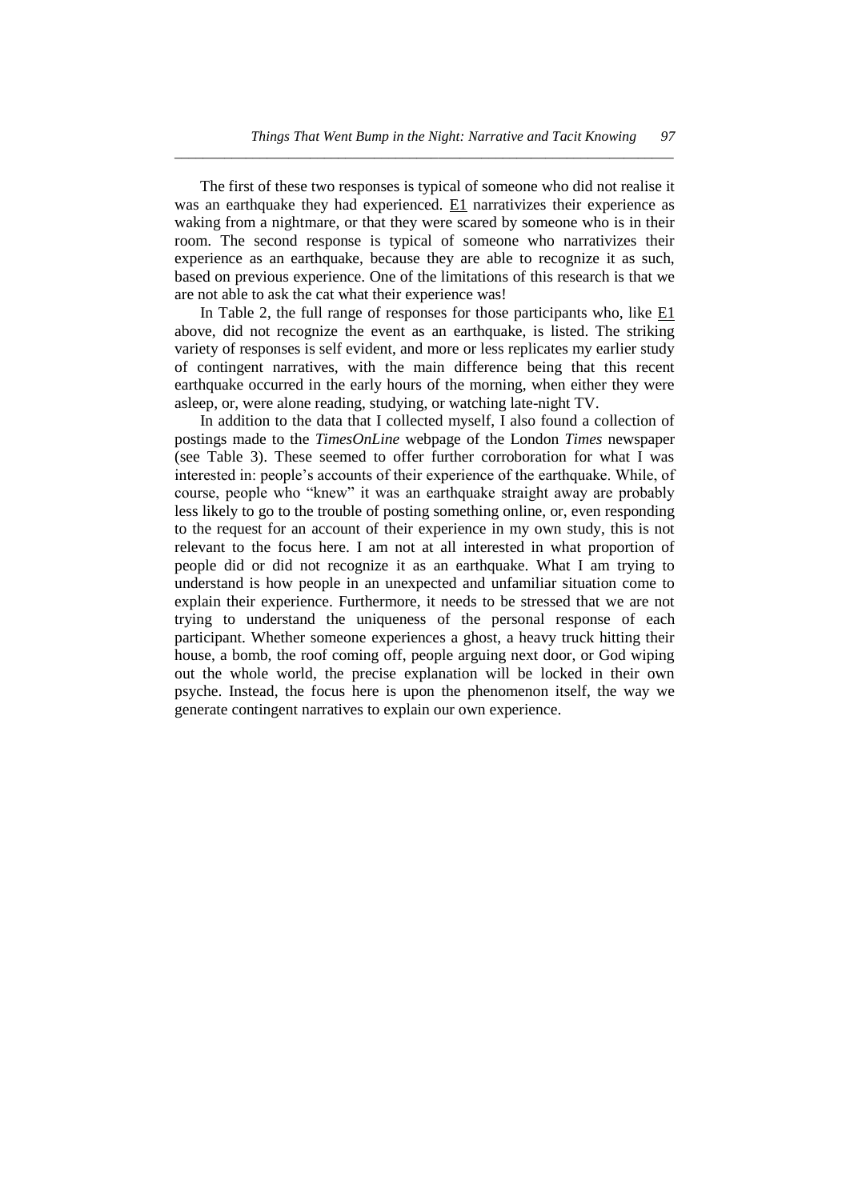The first of these two responses is typical of someone who did not realise it was an earthquake they had experienced. <u>E1</u> narrativizes their experience as waking from a nightmare, or that they were scared by someone who is in their room. The second response is typical of someone who narrativizes their experience as an earthquake, because they are able to recognize it as such, based on previous experience. One of the limitations of this research is that we are not able to ask the cat what their experience was!

In Table 2, the full range of responses for those participants who, like <u>E1</u> above, did not recognize the event as an earthquake, is listed. The striking variety of responses is self evident, and more or less replicates my earlier study of contingent narratives, with the main difference being that this recent earthquake occurred in the early hours of the morning, when either they were asleep, or, were alone reading, studying, or watching late-night TV.

In addition to the data that I collected myself, I also found a collection of postings made to the *TimesOnLine* webpage of the London *Times* newspaper (see Table 3). These seemed to offer further corroboration for what I was interested in: people's accounts of their experience of the earthquake. While, of course, people who "knew" it was an earthquake straight away are probably less likely to go to the trouble of posting something online, or, even responding to the request for an account of their experience in my own study, this is not relevant to the focus here. I am not at all interested in what proportion of people did or did not recognize it as an earthquake. What I am trying to understand is how people in an unexpected and unfamiliar situation come to explain their experience. Furthermore, it needs to be stressed that we are not trying to understand the uniqueness of the personal response of each participant. Whether someone experiences a ghost, a heavy truck hitting their house, a bomb, the roof coming off, people arguing next door, or God wiping out the whole world, the precise explanation will be locked in their own psyche. Instead, the focus here is upon the phenomenon itself, the way we generate contingent narratives to explain our own experience.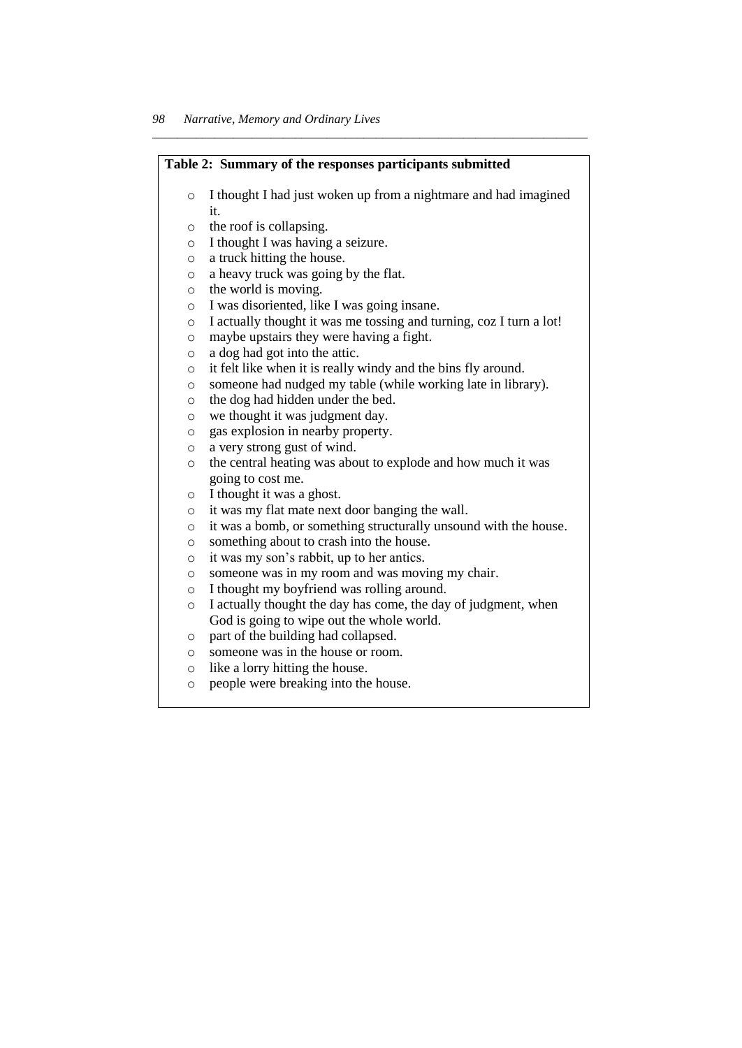**Table 2: Summary of the responses participants submitted**

- I thought I had just woken up from a nightmare and had imagined it.
- the roof is collapsing.
- I thought I was having a seizure.
- a truck hitting the house.
- a heavy truck was going by the flat.
- the world is moving.
- I was disoriented, like I was going insane.
- I actually thought it was me tossing and turning, coz I turn a lot!
- maybe upstairs they were having a fight.
- a dog had got into the attic.
- it felt like when it is really windy and the bins fly around.
- someone had nudged my table (while working late in library).
- the dog had hidden under the bed.
- we thought it was judgment day.
- gas explosion in nearby property.
- a very strong gust of wind.
- the central heating was about to explode and how much it was going to cost me.
- I thought it was a ghost.
- it was my flat mate next door banging the wall.
- it was a bomb, or something structurally unsound with the house.
- something about to crash into the house.
- it was my son's rabbit, up to her antics.
- someone was in my room and was moving my chair.
- I thought my boyfriend was rolling around.
- I actually thought the day has come, the day of judgment, when God is going to wipe out the whole world.
- part of the building had collapsed.
- someone was in the house or room.
- like a lorry hitting the house.
- people were breaking into the house.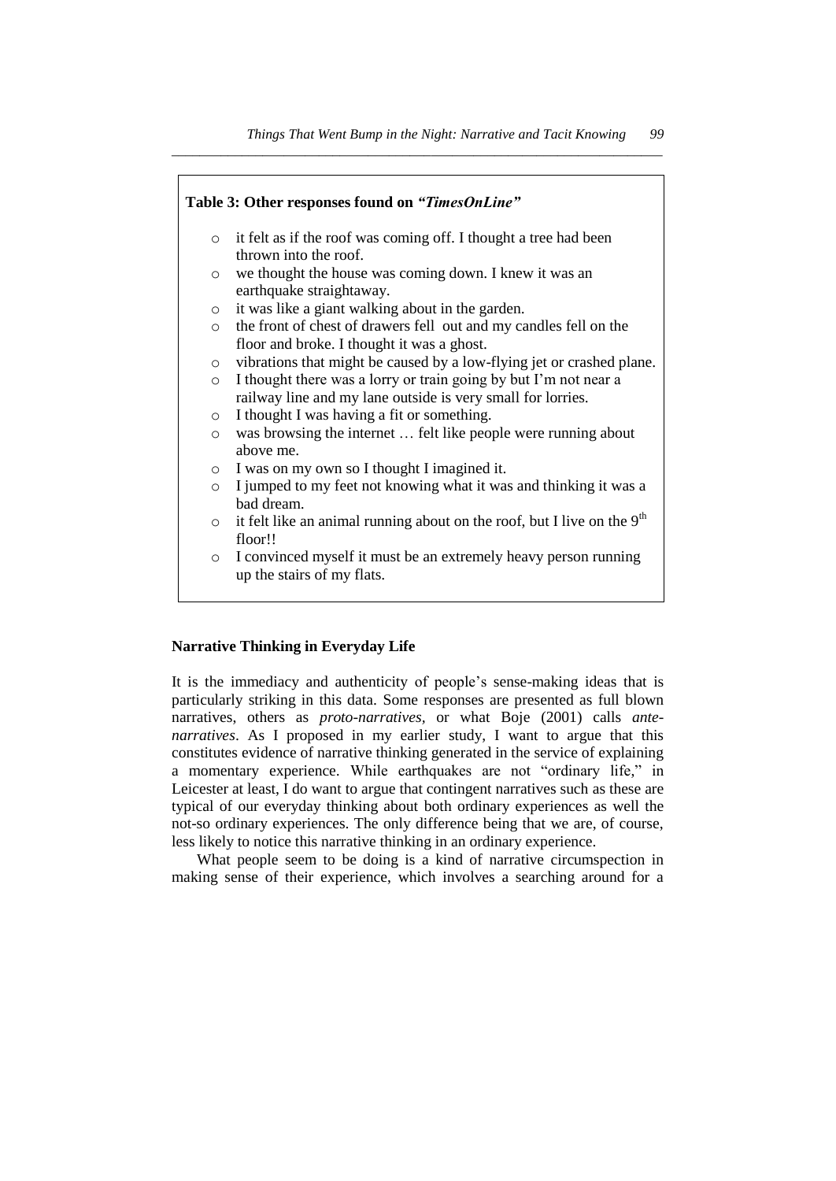**Table 3: Other responses found on *"TimesOnLine"***

- it felt as if the roof was coming off. I thought a tree had been thrown into the roof.
- we thought the house was coming down. I knew it was an earthquake straightaway.
- it was like a giant walking about in the garden.
- the front of chest of drawers fell out and my candles fell on the floor and broke. I thought it was a ghost.
- vibrations that might be caused by a low-flying jet or crashed plane.
- I thought there was a lorry or train going by but I'm not near a railway line and my lane outside is very small for lorries.
- I thought I was having a fit or something.
- was browsing the internet … felt like people were running about above me.
- I was on my own so I thought I imagined it.
- I jumped to my feet not knowing what it was and thinking it was a bad dream.
- it felt like an animal running about on the roof, but I live on the 9th floor!!
- I convinced myself it must be an extremely heavy person running up the stairs of my flats.

## Narrative Thinking in Everyday Life

It is the immediacy and authenticity of people's sense-making ideas that is particularly striking in this data. Some responses are presented as full blown narratives, others as *proto-narratives*, or what Boje (2001) calls *ante-narratives*. As I proposed in my earlier study, I want to argue that this constitutes evidence of narrative thinking generated in the service of explaining a momentary experience. While earthquakes are not "ordinary life," in Leicester at least, I do want to argue that contingent narratives such as these are typical of our everyday thinking about both ordinary experiences as well the not-so ordinary experiences. The only difference being that we are, of course, less likely to notice this narrative thinking in an ordinary experience.

What people seem to be doing is a kind of narrative circumspection in making sense of their experience, which involves a searching around for a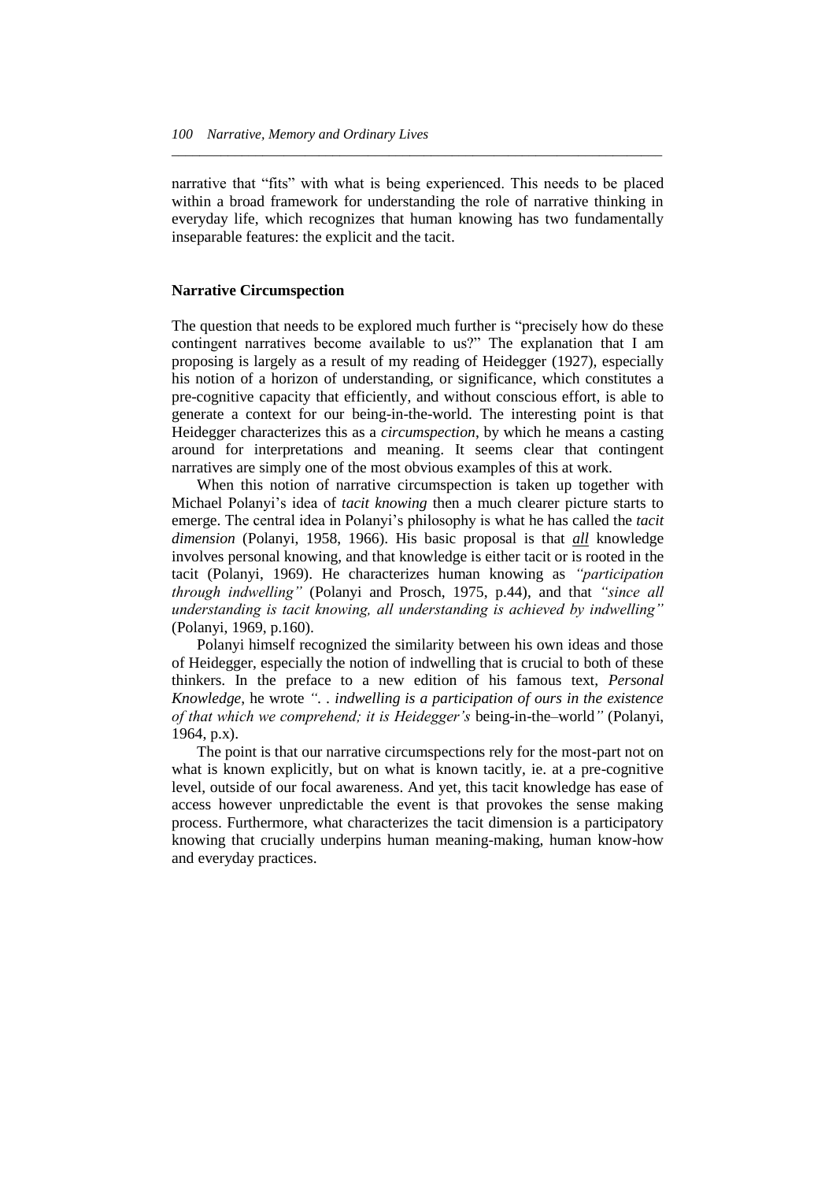narrative that "fits" with what is being experienced. This needs to be placed within a broad framework for understanding the role of narrative thinking in everyday life, which recognizes that human knowing has two fundamentally inseparable features: the explicit and the tacit.

### Narrative Circumspection

The question that needs to be explored much further is "precisely how do these contingent narratives become available to us?" The explanation that I am proposing is largely as a result of my reading of Heidegger (1927), especially his notion of a horizon of understanding, or significance, which constitutes a pre-cognitive capacity that efficiently, and without conscious effort, is able to generate a context for our being-in-the-world. The interesting point is that Heidegger characterizes this as a *circumspection*, by which he means a casting around for interpretations and meaning. It seems clear that contingent narratives are simply one of the most obvious examples of this at work.

When this notion of narrative circumspection is taken up together with Michael Polanyi's idea of *tacit knowing* then a much clearer picture starts to emerge. The central idea in Polanyi's philosophy is what he has called the *tacit dimension* (Polanyi, 1958, 1966). His basic proposal is that ***all*** knowledge involves personal knowing, and that knowledge is either tacit or is rooted in the tacit (Polanyi, 1969). He characterizes human knowing as *"participation through indwelling"* (Polanyi and Prosch, 1975, p.44), and that *"since all understanding is tacit knowing, all understanding is achieved by indwelling"* (Polanyi, 1969, p.160).

Polanyi himself recognized the similarity between his own ideas and those of Heidegger, especially the notion of indwelling that is crucial to both of these thinkers. In the preface to a new edition of his famous text, *Personal Knowledge*, he wrote *". . indwelling is a participation of ours in the existence of that which we comprehend; it is Heidegger's* being-in-the–world*"* (Polanyi, 1964, p.x).

The point is that our narrative circumspections rely for the most-part not on what is known explicitly, but on what is known tacitly, ie. at a pre-cognitive level, outside of our focal awareness. And yet, this tacit knowledge has ease of access however unpredictable the event is that provokes the sense making process. Furthermore, what characterizes the tacit dimension is a participatory knowing that crucially underpins human meaning-making, human know-how and everyday practices.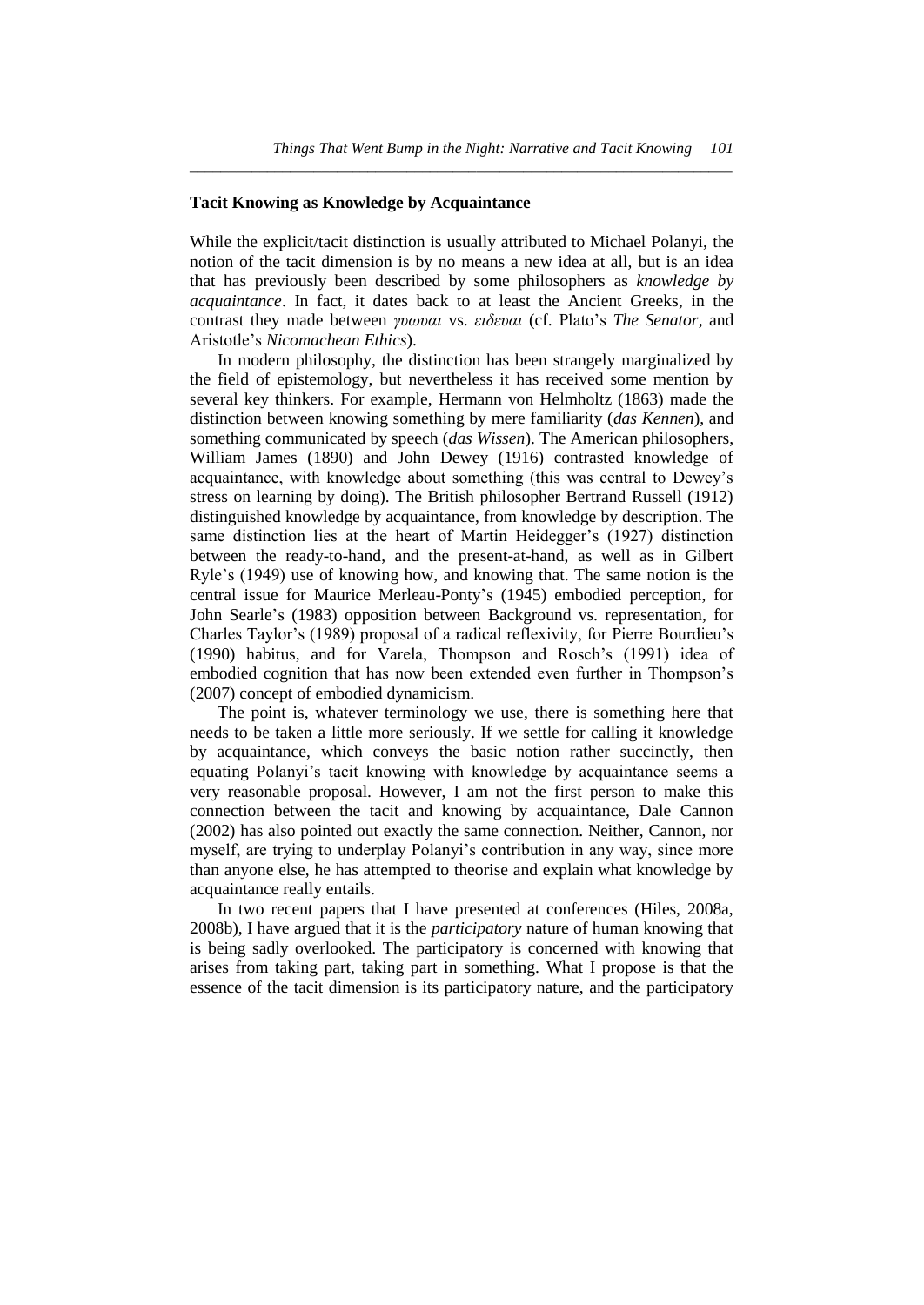### Tacit Knowing as Knowledge by Acquaintance

While the explicit/tacit distinction is usually attributed to Michael Polanyi, the notion of the tacit dimension is by no means a new idea at all, but is an idea that has previously been described by some philosophers as *knowledge by acquaintance*. In fact, it dates back to at least the Ancient Greeks, in the contrast they made between *γνωναι* vs. *ειδεναι* (cf. Plato's *The Senator*, and Aristotle's *Nicomachean Ethics*).

In modern philosophy, the distinction has been strangely marginalized by the field of epistemology, but nevertheless it has received some mention by several key thinkers. For example, Hermann von Helmholtz (1863) made the distinction between knowing something by mere familiarity (*das Kennen*), and something communicated by speech (*das Wissen*). The American philosophers, William James (1890) and John Dewey (1916) contrasted knowledge of acquaintance, with knowledge about something (this was central to Dewey's stress on learning by doing). The British philosopher Bertrand Russell (1912) distinguished knowledge by acquaintance, from knowledge by description. The same distinction lies at the heart of Martin Heidegger's (1927) distinction between the ready-to-hand, and the present-at-hand, as well as in Gilbert Ryle's (1949) use of knowing how, and knowing that. The same notion is the central issue for Maurice Merleau-Ponty's (1945) embodied perception, for John Searle's (1983) opposition between Background vs. representation, for Charles Taylor's (1989) proposal of a radical reflexivity, for Pierre Bourdieu's (1990) habitus, and for Varela, Thompson and Rosch's (1991) idea of embodied cognition that has now been extended even further in Thompson's (2007) concept of embodied dynamicism.

The point is, whatever terminology we use, there is something here that needs to be taken a little more seriously. If we settle for calling it knowledge by acquaintance, which conveys the basic notion rather succinctly, then equating Polanyi's tacit knowing with knowledge by acquaintance seems a very reasonable proposal. However, I am not the first person to make this connection between the tacit and knowing by acquaintance, Dale Cannon (2002) has also pointed out exactly the same connection. Neither, Cannon, nor myself, are trying to underplay Polanyi's contribution in any way, since more than anyone else, he has attempted to theorise and explain what knowledge by acquaintance really entails.

In two recent papers that I have presented at conferences (Hiles, 2008a, 2008b), I have argued that it is the *participatory* nature of human knowing that is being sadly overlooked. The participatory is concerned with knowing that arises from taking part, taking part in something. What I propose is that the essence of the tacit dimension is its participatory nature, and the participatory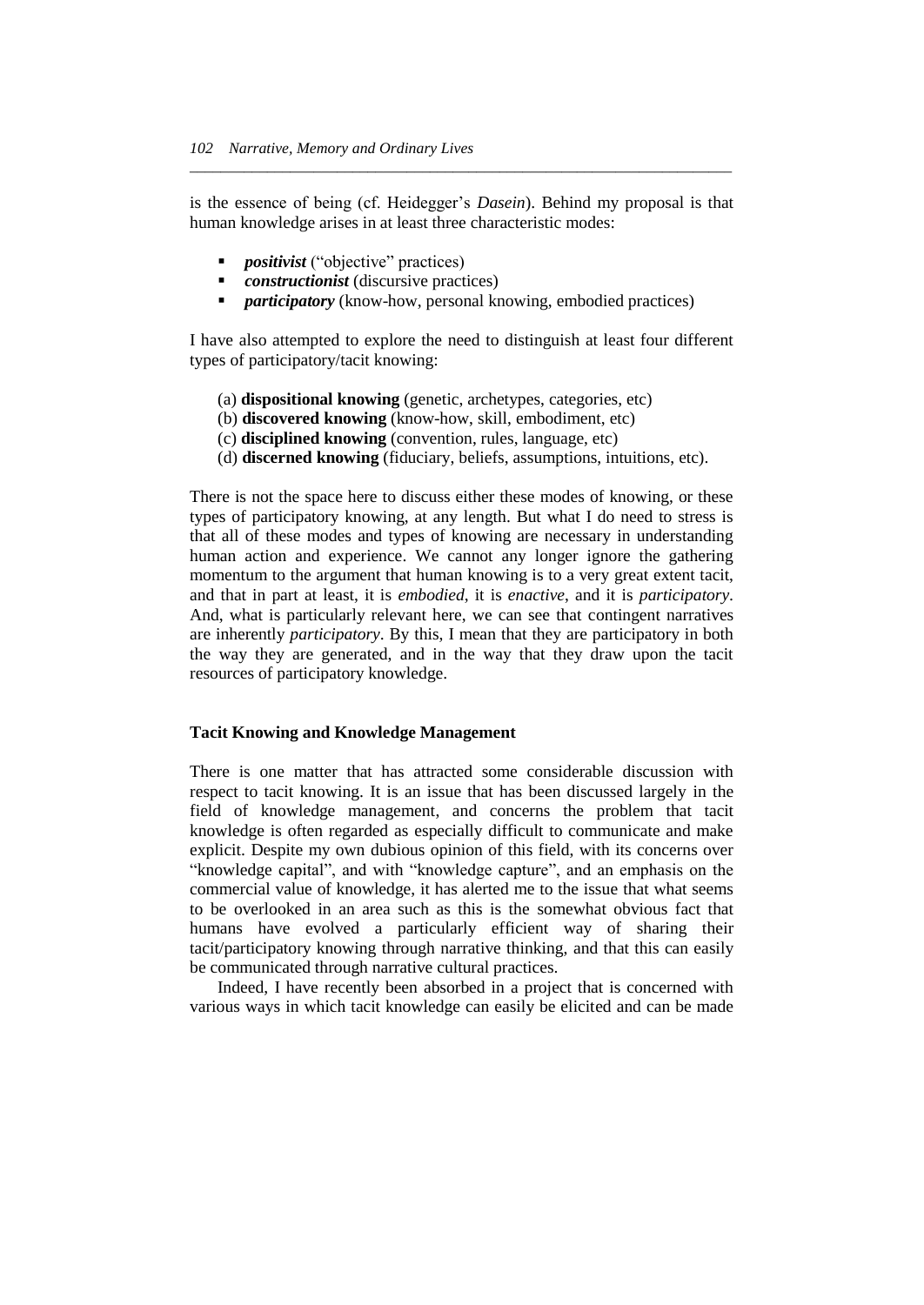is the essence of being (cf. Heidegger's *Dasein*). Behind my proposal is that human knowledge arises in at least three characteristic modes:

- ***positivist*** ("objective" practices)
- ***constructionist*** (discursive practices)
- ***participatory*** (know-how, personal knowing, embodied practices)

I have also attempted to explore the need to distinguish at least four different types of participatory/tacit knowing:

(a) **dispositional knowing** (genetic, archetypes, categories, etc)
(b) **discovered knowing** (know-how, skill, embodiment, etc)
(c) **disciplined knowing** (convention, rules, language, etc)
(d) **discerned knowing** (fiduciary, beliefs, assumptions, intuitions, etc).

There is not the space here to discuss either these modes of knowing, or these types of participatory knowing, at any length. But what I do need to stress is that all of these modes and types of knowing are necessary in understanding human action and experience. We cannot any longer ignore the gathering momentum to the argument that human knowing is to a very great extent tacit, and that in part at least, it is *embodied*, it is *enactive*, and it is *participatory*. And, what is particularly relevant here, we can see that contingent narratives are inherently *participatory*. By this, I mean that they are participatory in both the way they are generated, and in the way that they draw upon the tacit resources of participatory knowledge.

### Tacit Knowing and Knowledge Management

There is one matter that has attracted some considerable discussion with respect to tacit knowing. It is an issue that has been discussed largely in the field of knowledge management, and concerns the problem that tacit knowledge is often regarded as especially difficult to communicate and make explicit. Despite my own dubious opinion of this field, with its concerns over "knowledge capital", and with "knowledge capture", and an emphasis on the commercial value of knowledge, it has alerted me to the issue that what seems to be overlooked in an area such as this is the somewhat obvious fact that humans have evolved a particularly efficient way of sharing their tacit/participatory knowing through narrative thinking, and that this can easily be communicated through narrative cultural practices.

Indeed, I have recently been absorbed in a project that is concerned with various ways in which tacit knowledge can easily be elicited and can be made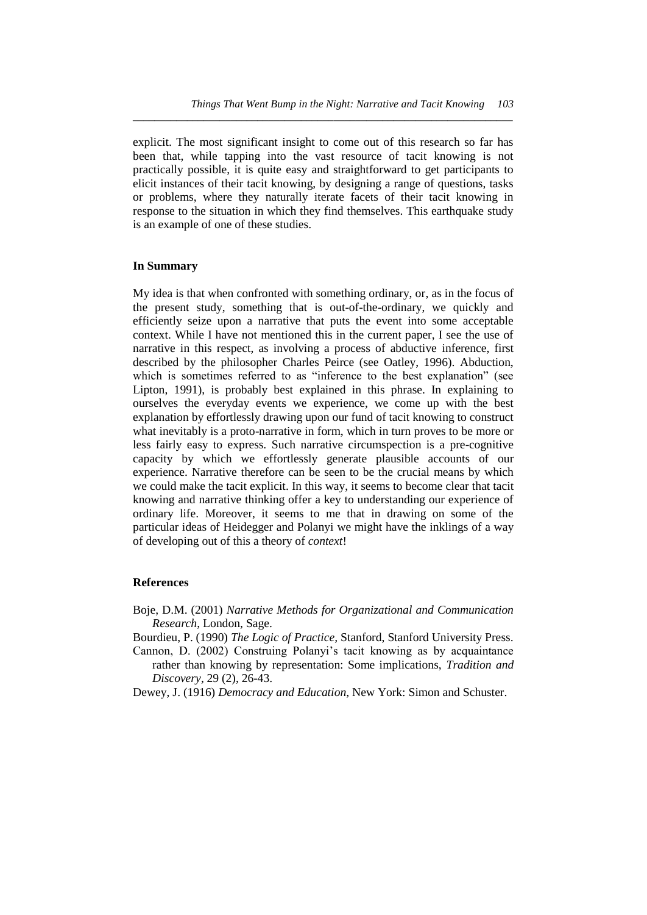explicit. The most significant insight to come out of this research so far has been that, while tapping into the vast resource of tacit knowing is not practically possible, it is quite easy and straightforward to get participants to elicit instances of their tacit knowing, by designing a range of questions, tasks or problems, where they naturally iterate facets of their tacit knowing in response to the situation in which they find themselves. This earthquake study is an example of one of these studies.

## In Summary

My idea is that when confronted with something ordinary, or, as in the focus of the present study, something that is out-of-the-ordinary, we quickly and efficiently seize upon a narrative that puts the event into some acceptable context. While I have not mentioned this in the current paper, I see the use of narrative in this respect, as involving a process of abductive inference, first described by the philosopher Charles Peirce (see Oatley, 1996). Abduction, which is sometimes referred to as "inference to the best explanation" (see Lipton, 1991), is probably best explained in this phrase. In explaining to ourselves the everyday events we experience, we come up with the best explanation by effortlessly drawing upon our fund of tacit knowing to construct what inevitably is a proto-narrative in form, which in turn proves to be more or less fairly easy to express. Such narrative circumspection is a pre-cognitive capacity by which we effortlessly generate plausible accounts of our experience. Narrative therefore can be seen to be the crucial means by which we could make the tacit explicit. In this way, it seems to become clear that tacit knowing and narrative thinking offer a key to understanding our experience of ordinary life. Moreover, it seems to me that in drawing on some of the particular ideas of Heidegger and Polanyi we might have the inklings of a way of developing out of this a theory of *context*!

## References

Boje, D.M. (2001) *Narrative Methods for Organizational and Communication Research*, London, Sage.

Bourdieu, P. (1990) *The Logic of Practice,* Stanford, Stanford University Press.

Cannon, D. (2002) Construing Polanyi's tacit knowing as by acquaintance rather than knowing by representation: Some implications, *Tradition and Discovery*, 29 (2), 26-43.

Dewey, J. (1916) *Democracy and Education*, New York: Simon and Schuster.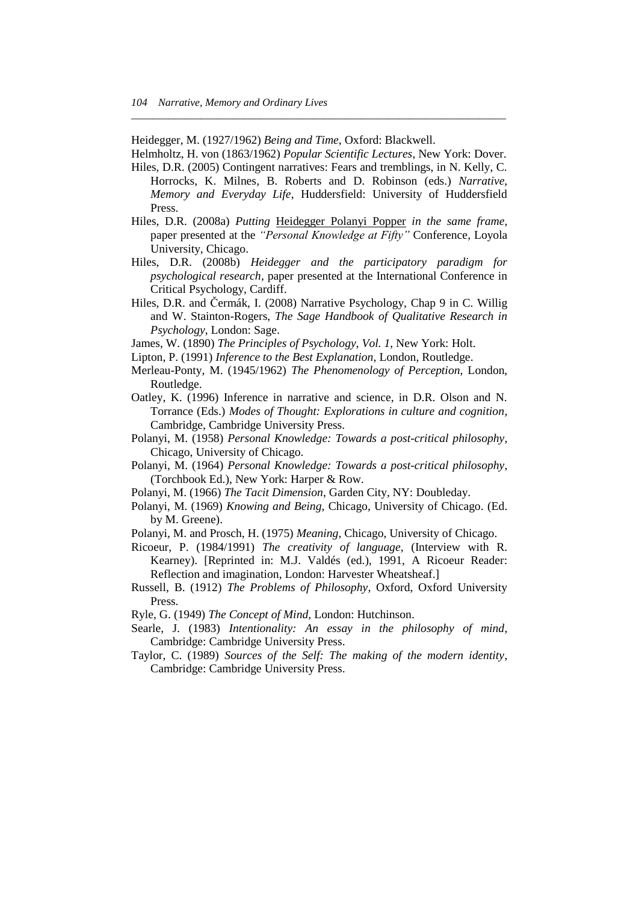Heidegger, M. (1927/1962) *Being and Time*, Oxford: Blackwell.

Helmholtz, H. von (1863/1962) *Popular Scientific Lectures*, New York: Dover.

Hiles, D.R. (2005) Contingent narratives: Fears and tremblings, in N. Kelly, C. Horrocks, K. Milnes, B. Roberts and D. Robinson (eds.) *Narrative, Memory and Everyday Life*, Huddersfield: University of Huddersfield Press.

Hiles, D.R. (2008a) *Putting* Heidegger Polanyi Popper *in the same frame*, paper presented at the *"Personal Knowledge at Fifty"* Conference, Loyola University, Chicago.

Hiles, D.R. (2008b) *Heidegger and the participatory paradigm for psychological research*, paper presented at the International Conference in Critical Psychology, Cardiff.

Hiles, D.R. and Čermák, I. (2008) Narrative Psychology, Chap 9 in C. Willig and W. Stainton-Rogers, *The Sage Handbook of Qualitative Research in Psychology*, London: Sage.

James, W. (1890) *The Principles of Psychology, Vol. 1*, New York: Holt.

Lipton, P. (1991) *Inference to the Best Explanation*, London, Routledge.

Merleau-Ponty, M. (1945/1962) *The Phenomenology of Perception*, London, Routledge.

Oatley, K. (1996) Inference in narrative and science, in D.R. Olson and N. Torrance (Eds.) *Modes of Thought: Explorations in culture and cognition*, Cambridge, Cambridge University Press.

Polanyi, M. (1958) *Personal Knowledge: Towards a post-critical philosophy*, Chicago, University of Chicago.

Polanyi, M. (1964) *Personal Knowledge: Towards a post-critical philosophy*, (Torchbook Ed.), New York: Harper & Row.

Polanyi, M. (1966) *The Tacit Dimension*, Garden City, NY: Doubleday.

Polanyi, M. (1969) *Knowing and Being*, Chicago, University of Chicago. (Ed. by M. Greene).

Polanyi, M. and Prosch, H. (1975) *Meaning*, Chicago, University of Chicago.

Ricoeur, P. (1984/1991) *The creativity of language*, (Interview with R. Kearney). [Reprinted in: M.J. Valdés (ed.), 1991, A Ricoeur Reader: Reflection and imagination, London: Harvester Wheatsheaf.]

Russell, B. (1912) *The Problems of Philosophy*, Oxford, Oxford University Press.

Ryle, G. (1949) *The Concept of Mind*, London: Hutchinson.

Searle, J. (1983) *Intentionality: An essay in the philosophy of mind*, Cambridge: Cambridge University Press.

Taylor, C. (1989) *Sources of the Self: The making of the modern identity*, Cambridge: Cambridge University Press.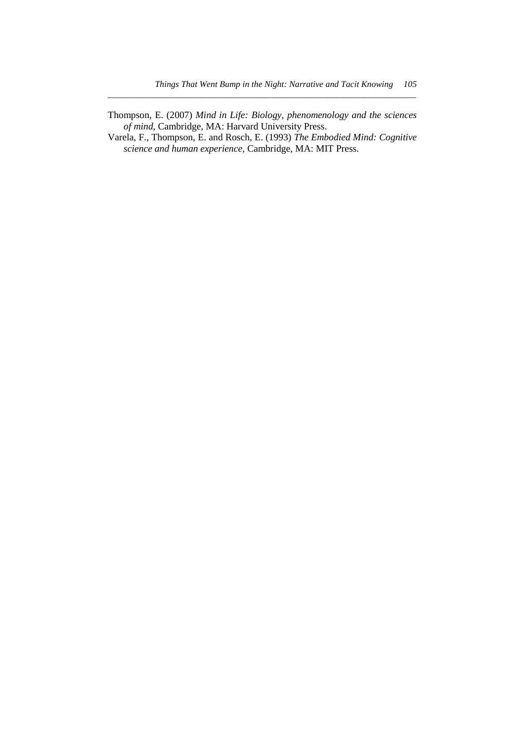Thompson, E. (2007) *Mind in Life: Biology, phenomenology and the sciences of mind*, Cambridge, MA: Harvard University Press.

Varela, F., Thompson, E. and Rosch, E. (1993) *The Embodied Mind: Cognitive science and human experience*, Cambridge, MA: MIT Press.